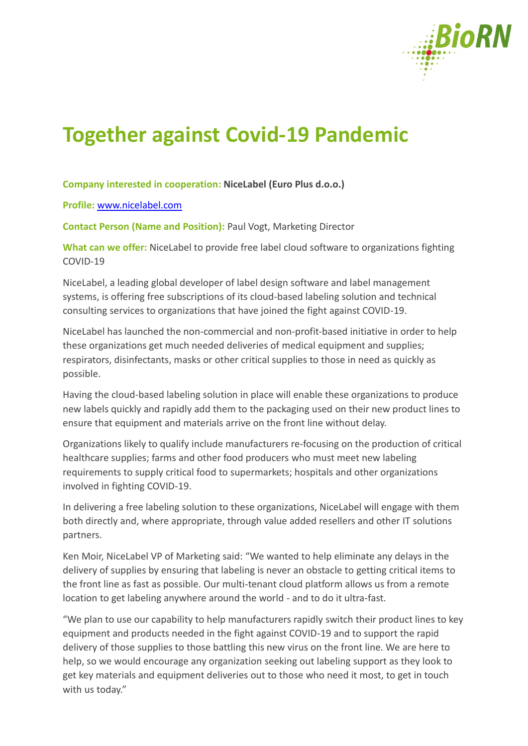# Together against Covid-19 Pandemic

**Company interested in cooperation:** **NiceLabel (Euro Plus d.o.o.)**

**Profile:** [www.nicelabel.com](http://www.nicelabel.com)

**Contact Person (Name and Position):** Paul Vogt, Marketing Director

**What can we offer:** NiceLabel to provide free label cloud software to organizations fighting COVID-19

NiceLabel, a leading global developer of label design software and label management systems, is offering free subscriptions of its cloud-based labeling solution and technical consulting services to organizations that have joined the fight against COVID-19.

NiceLabel has launched the non-commercial and non-profit-based initiative in order to help these organizations get much needed deliveries of medical equipment and supplies; respirators, disinfectants, masks or other critical supplies to those in need as quickly as possible.

Having the cloud-based labeling solution in place will enable these organizations to produce new labels quickly and rapidly add them to the packaging used on their new product lines to ensure that equipment and materials arrive on the front line without delay.

Organizations likely to qualify include manufacturers re-focusing on the production of critical healthcare supplies; farms and other food producers who must meet new labeling requirements to supply critical food to supermarkets; hospitals and other organizations involved in fighting COVID-19.

In delivering a free labeling solution to these organizations, NiceLabel will engage with them both directly and, where appropriate, through value added resellers and other IT solutions partners.

Ken Moir, NiceLabel VP of Marketing said: "We wanted to help eliminate any delays in the delivery of supplies by ensuring that labeling is never an obstacle to getting critical items to the front line as fast as possible. Our multi-tenant cloud platform allows us from a remote location to get labeling anywhere around the world - and to do it ultra-fast.

"We plan to use our capability to help manufacturers rapidly switch their product lines to key equipment and products needed in the fight against COVID-19 and to support the rapid delivery of those supplies to those battling this new virus on the front line. We are here to help, so we would encourage any organization seeking out labeling support as they look to get key materials and equipment deliveries out to those who need it most, to get in touch with us today."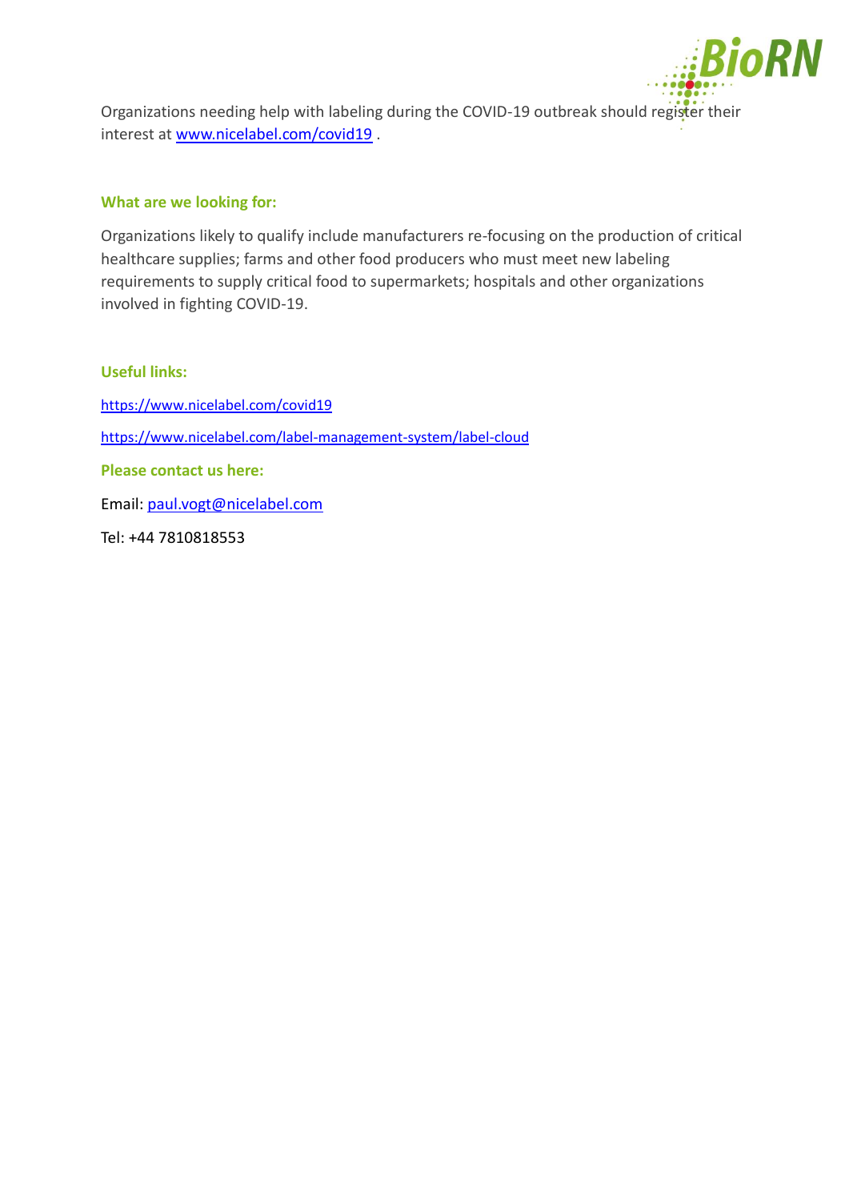Organizations needing help with labeling during the COVID-19 outbreak should register their interest at [www.nicelabel.com/covid19](www.nicelabel.com/covid19) .

**What are we looking for:**

Organizations likely to qualify include manufacturers re-focusing on the production of critical healthcare supplies; farms and other food producers who must meet new labeling requirements to supply critical food to supermarkets; hospitals and other organizations involved in fighting COVID-19.

**Useful links:**

https://www.nicelabel.com/covid19

https://www.nicelabel.com/label-management-system/label-cloud

**Please contact us here:**

Email: paul.vogt@nicelabel.com

Tel: +44 7810818553